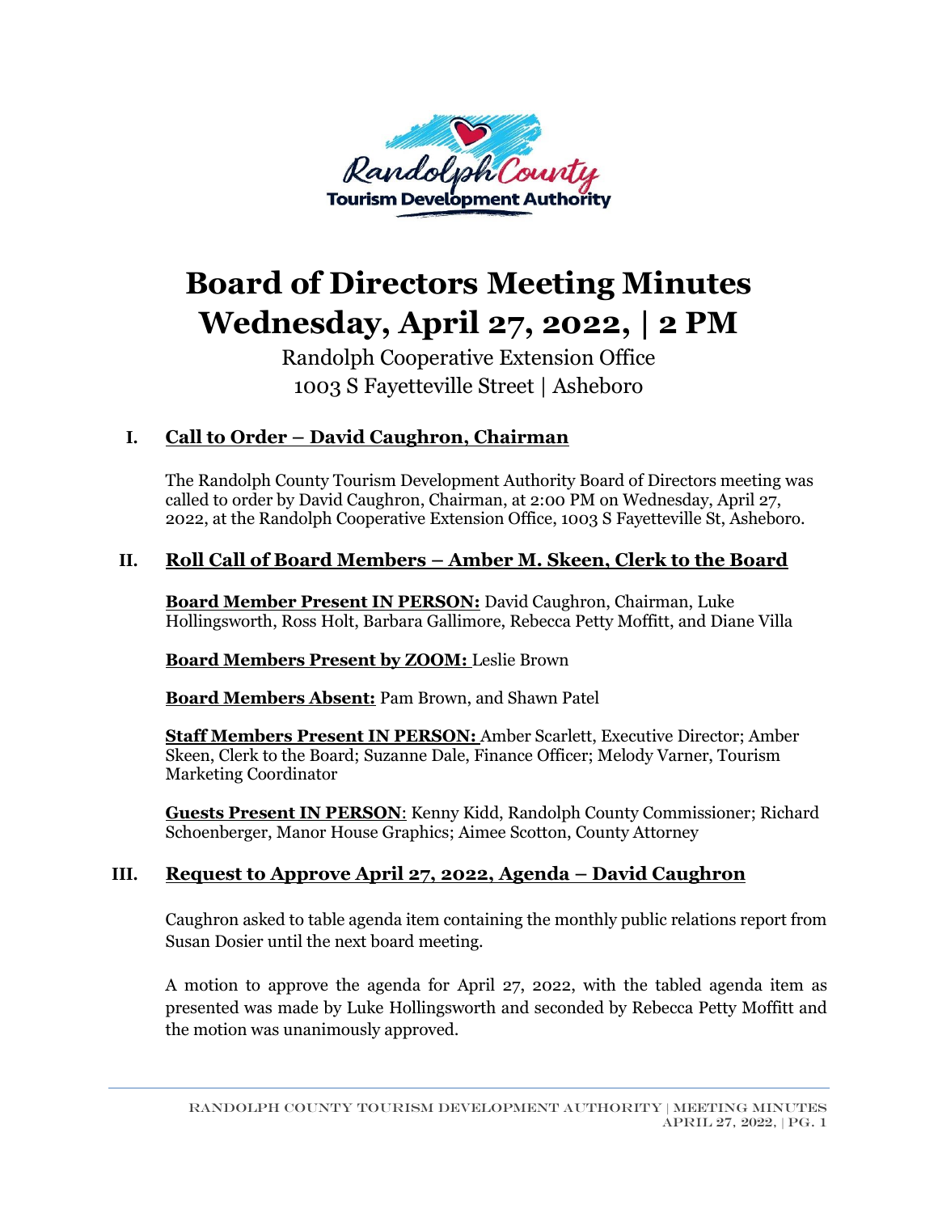# Board of Directors Meeting Minutes
# Wednesday, April 27, 2022, | 2 PM

Randolph Cooperative Extension Office
1003 S Fayetteville Street | Asheboro

## I. Call to Order – David Caughron, Chairman

The Randolph County Tourism Development Authority Board of Directors meeting was called to order by David Caughron, Chairman, at 2:00 PM on Wednesday, April 27, 2022, at the Randolph Cooperative Extension Office, 1003 S Fayetteville St, Asheboro.

## II. Roll Call of Board Members – Amber M. Skeen, Clerk to the Board

**Board Member Present IN PERSON:** David Caughron, Chairman, Luke Hollingsworth, Ross Holt, Barbara Gallimore, Rebecca Petty Moffitt, and Diane Villa

**Board Members Present by ZOOM:** Leslie Brown

**Board Members Absent:** Pam Brown, and Shawn Patel

**Staff Members Present IN PERSON:** Amber Scarlett, Executive Director; Amber Skeen, Clerk to the Board; Suzanne Dale, Finance Officer; Melody Varner, Tourism Marketing Coordinator

**Guests Present IN PERSON**: Kenny Kidd, Randolph County Commissioner; Richard Schoenberger, Manor House Graphics; Aimee Scotton, County Attorney

## III. Request to Approve April 27, 2022, Agenda – David Caughron

Caughron asked to table agenda item containing the monthly public relations report from Susan Dosier until the next board meeting.

A motion to approve the agenda for April 27, 2022, with the tabled agenda item as presented was made by Luke Hollingsworth and seconded by Rebecca Petty Moffitt and the motion was unanimously approved.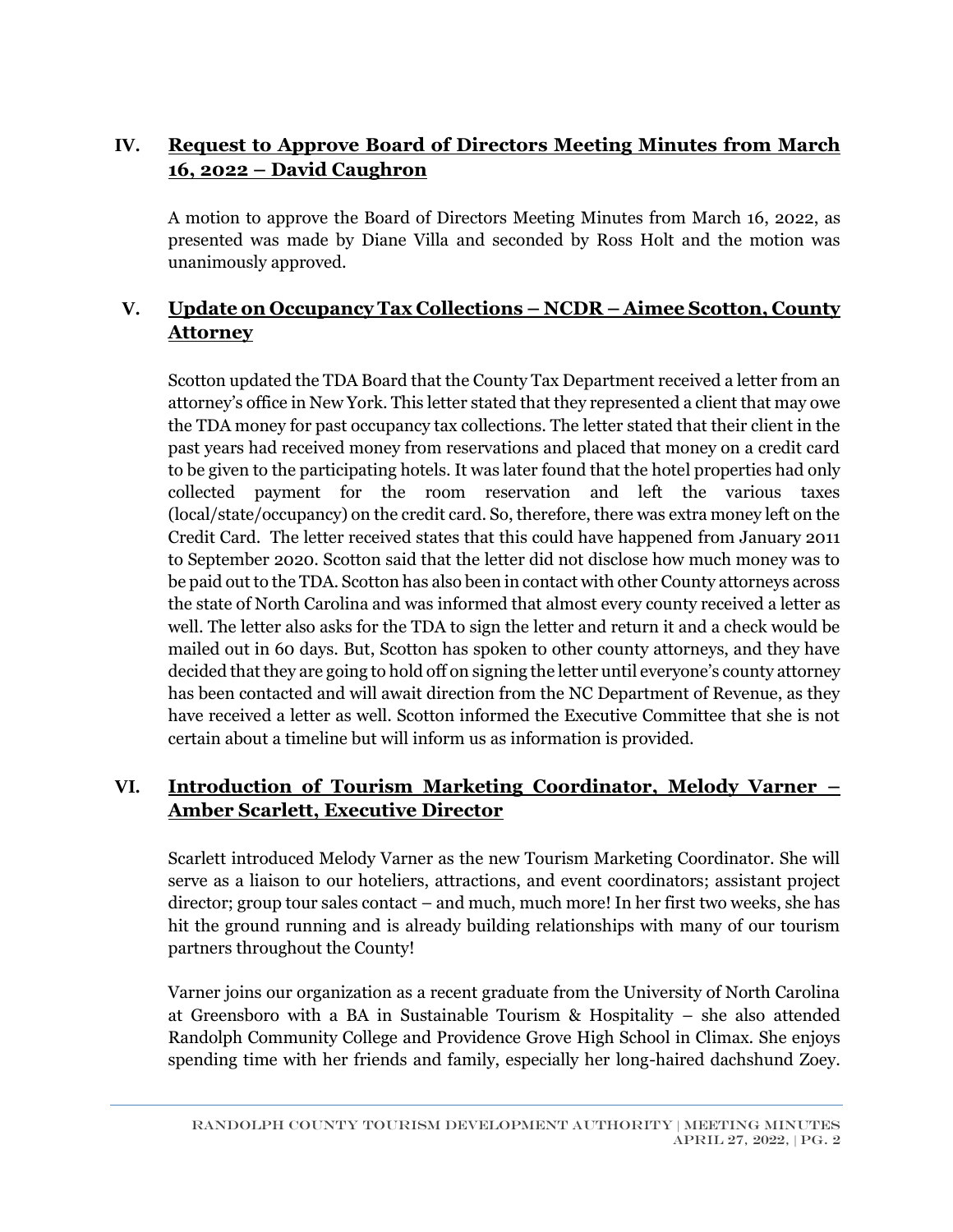## IV. Request to Approve Board of Directors Meeting Minutes from March 16, 2022 – David Caughron

A motion to approve the Board of Directors Meeting Minutes from March 16, 2022, as presented was made by Diane Villa and seconded by Ross Holt and the motion was unanimously approved.

## V. Update on Occupancy Tax Collections – NCDR – Aimee Scotton, County Attorney

Scotton updated the TDA Board that the County Tax Department received a letter from an attorney's office in New York. This letter stated that they represented a client that may owe the TDA money for past occupancy tax collections. The letter stated that their client in the past years had received money from reservations and placed that money on a credit card to be given to the participating hotels. It was later found that the hotel properties had only collected payment for the room reservation and left the various taxes (local/state/occupancy) on the credit card. So, therefore, there was extra money left on the Credit Card. The letter received states that this could have happened from January 2011 to September 2020. Scotton said that the letter did not disclose how much money was to be paid out to the TDA. Scotton has also been in contact with other County attorneys across the state of North Carolina and was informed that almost every county received a letter as well. The letter also asks for the TDA to sign the letter and return it and a check would be mailed out in 60 days. But, Scotton has spoken to other county attorneys, and they have decided that they are going to hold off on signing the letter until everyone's county attorney has been contacted and will await direction from the NC Department of Revenue, as they have received a letter as well. Scotton informed the Executive Committee that she is not certain about a timeline but will inform us as information is provided.

## VI. Introduction of Tourism Marketing Coordinator, Melody Varner – Amber Scarlett, Executive Director

Scarlett introduced Melody Varner as the new Tourism Marketing Coordinator. She will serve as a liaison to our hoteliers, attractions, and event coordinators; assistant project director; group tour sales contact – and much, much more! In her first two weeks, she has hit the ground running and is already building relationships with many of our tourism partners throughout the County!

Varner joins our organization as a recent graduate from the University of North Carolina at Greensboro with a BA in Sustainable Tourism & Hospitality – she also attended Randolph Community College and Providence Grove High School in Climax. She enjoys spending time with her friends and family, especially her long-haired dachshund Zoey.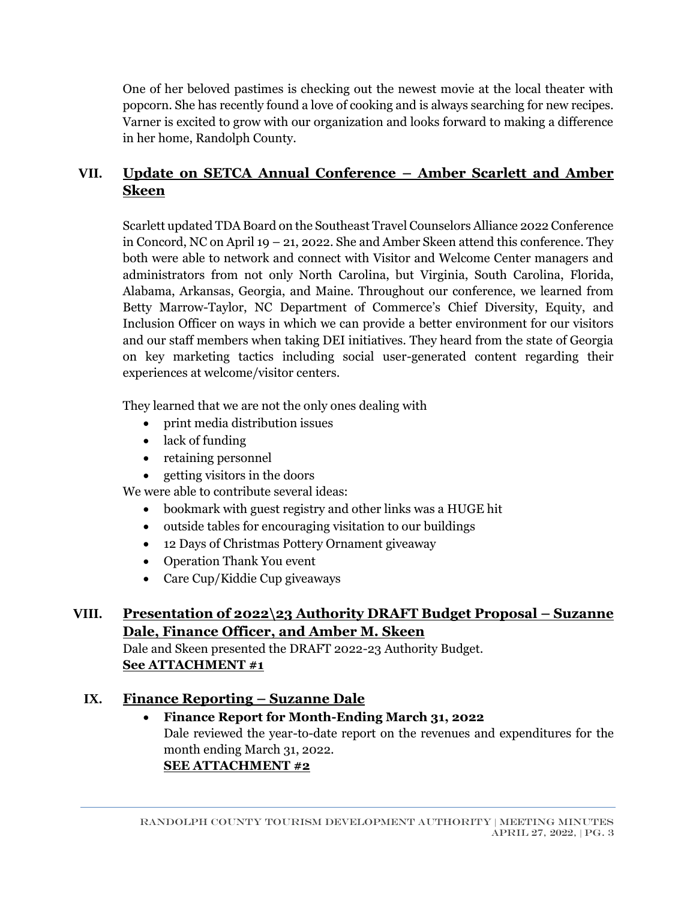One of her beloved pastimes is checking out the newest movie at the local theater with popcorn. She has recently found a love of cooking and is always searching for new recipes. Varner is excited to grow with our organization and looks forward to making a difference in her home, Randolph County.

## VII. Update on SETCA Annual Conference – Amber Scarlett and Amber Skeen

Scarlett updated TDA Board on the Southeast Travel Counselors Alliance 2022 Conference in Concord, NC on April 19 – 21, 2022. She and Amber Skeen attend this conference. They both were able to network and connect with Visitor and Welcome Center managers and administrators from not only North Carolina, but Virginia, South Carolina, Florida, Alabama, Arkansas, Georgia, and Maine. Throughout our conference, we learned from Betty Marrow-Taylor, NC Department of Commerce's Chief Diversity, Equity, and Inclusion Officer on ways in which we can provide a better environment for our visitors and our staff members when taking DEI initiatives. They heard from the state of Georgia on key marketing tactics including social user-generated content regarding their experiences at welcome/visitor centers.

They learned that we are not the only ones dealing with

- print media distribution issues
- lack of funding
- retaining personnel
- getting visitors in the doors

We were able to contribute several ideas:

- bookmark with guest registry and other links was a HUGE hit
- outside tables for encouraging visitation to our buildings
- 12 Days of Christmas Pottery Ornament giveaway
- Operation Thank You event
- Care Cup/Kiddie Cup giveaways

## VIII. Presentation of 2022\23 Authority DRAFT Budget Proposal – Suzanne Dale, Finance Officer, and Amber M. Skeen

Dale and Skeen presented the DRAFT 2022-23 Authority Budget.
**See ATTACHMENT #1**

## IX. Finance Reporting – Suzanne Dale

- **Finance Report for Month-Ending March 31, 2022**
  Dale reviewed the year-to-date report on the revenues and expenditures for the month ending March 31, 2022.
  **SEE ATTACHMENT #2**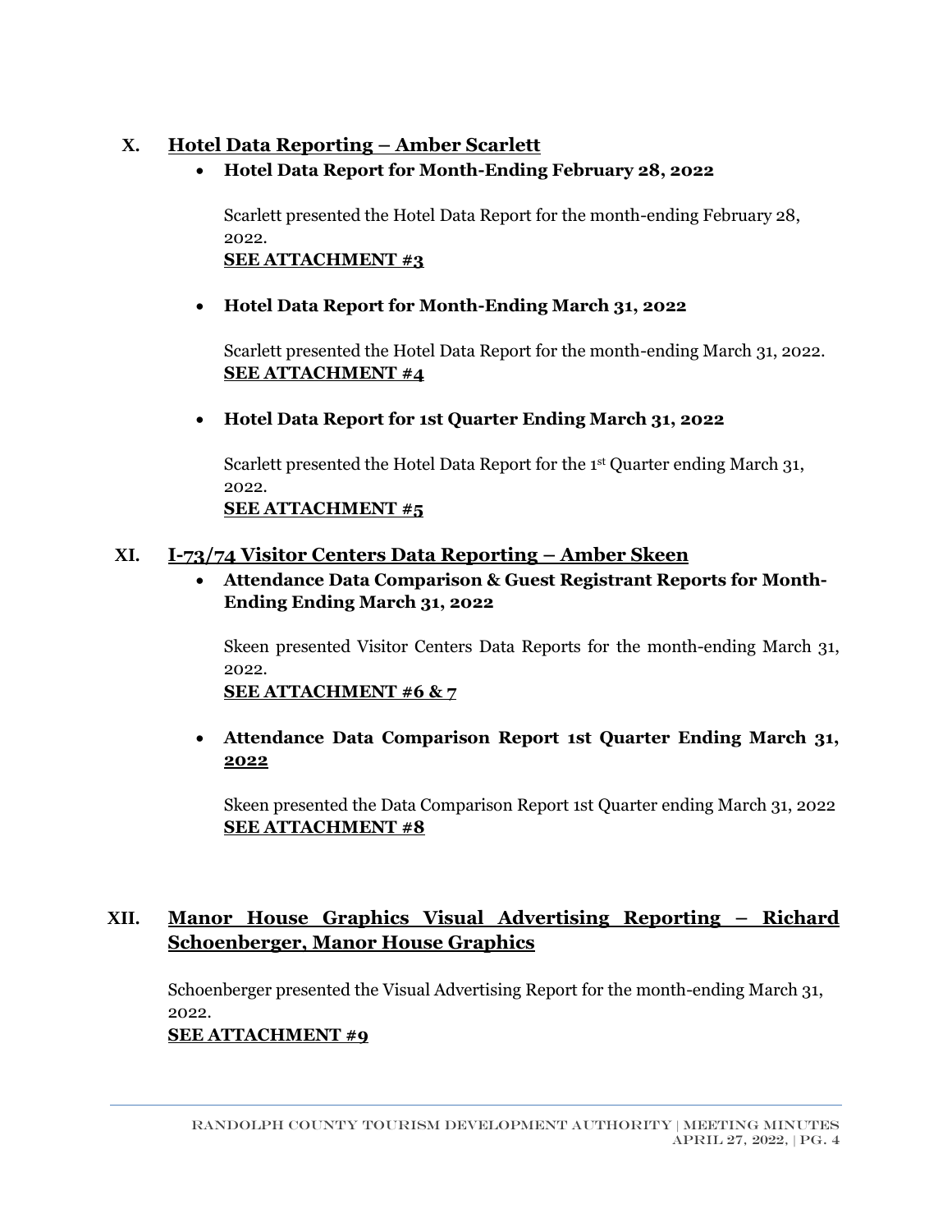## X. Hotel Data Reporting – Amber Scarlett

- **Hotel Data Report for Month-Ending February 28, 2022**

  Scarlett presented the Hotel Data Report for the month-ending February 28, 2022.
  **SEE ATTACHMENT #3**

- **Hotel Data Report for Month-Ending March 31, 2022**

  Scarlett presented the Hotel Data Report for the month-ending March 31, 2022.
  **SEE ATTACHMENT #4**

- **Hotel Data Report for 1st Quarter Ending March 31, 2022**

  Scarlett presented the Hotel Data Report for the 1st Quarter ending March 31, 2022.
  **SEE ATTACHMENT #5**

## XI. I-73/74 Visitor Centers Data Reporting – Amber Skeen

- **Attendance Data Comparison & Guest Registrant Reports for Month-Ending Ending March 31, 2022**

  Skeen presented Visitor Centers Data Reports for the month-ending March 31, 2022.
  **SEE ATTACHMENT #6 & 7**

- **Attendance Data Comparison Report 1st Quarter Ending March 31, 2022**

  Skeen presented the Data Comparison Report 1st Quarter ending March 31, 2022
  **SEE ATTACHMENT #8**

## XII. Manor House Graphics Visual Advertising Reporting – Richard Schoenberger, Manor House Graphics

Schoenberger presented the Visual Advertising Report for the month-ending March 31, 2022.
**SEE ATTACHMENT #9**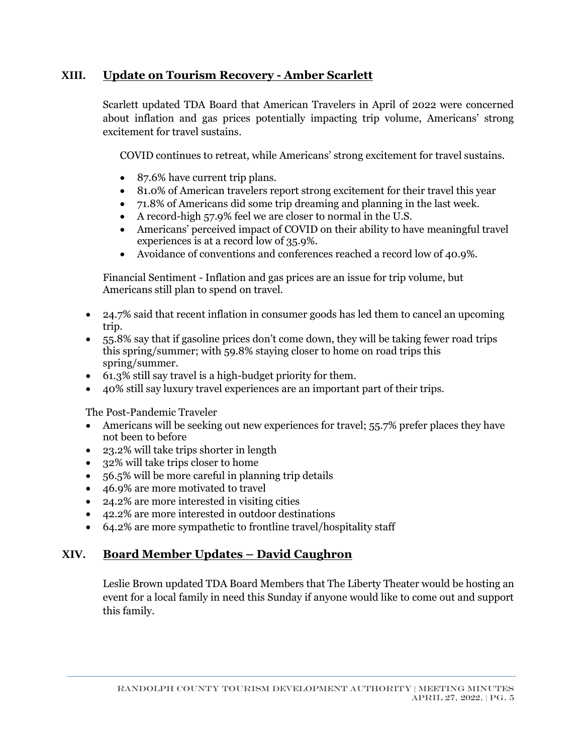## XIII. Update on Tourism Recovery - Amber Scarlett

Scarlett updated TDA Board that American Travelers in April of 2022 were concerned about inflation and gas prices potentially impacting trip volume, Americans' strong excitement for travel sustains.

COVID continues to retreat, while Americans' strong excitement for travel sustains.

- 87.6% have current trip plans.
- 81.0% of American travelers report strong excitement for their travel this year
- 71.8% of Americans did some trip dreaming and planning in the last week.
- A record-high 57.9% feel we are closer to normal in the U.S.
- Americans' perceived impact of COVID on their ability to have meaningful travel experiences is at a record low of 35.9%.
- Avoidance of conventions and conferences reached a record low of 40.9%.

Financial Sentiment - Inflation and gas prices are an issue for trip volume, but Americans still plan to spend on travel.

- 24.7% said that recent inflation in consumer goods has led them to cancel an upcoming trip.
- 55.8% say that if gasoline prices don't come down, they will be taking fewer road trips this spring/summer; with 59.8% staying closer to home on road trips this spring/summer.
- 61.3% still say travel is a high-budget priority for them.
- 40% still say luxury travel experiences are an important part of their trips.

The Post-Pandemic Traveler

- Americans will be seeking out new experiences for travel; 55.7% prefer places they have not been to before
- 23.2% will take trips shorter in length
- 32% will take trips closer to home
- 56.5% will be more careful in planning trip details
- 46.9% are more motivated to travel
- 24.2% are more interested in visiting cities
- 42.2% are more interested in outdoor destinations
- 64.2% are more sympathetic to frontline travel/hospitality staff

## XIV. Board Member Updates – David Caughron

Leslie Brown updated TDA Board Members that The Liberty Theater would be hosting an event for a local family in need this Sunday if anyone would like to come out and support this family.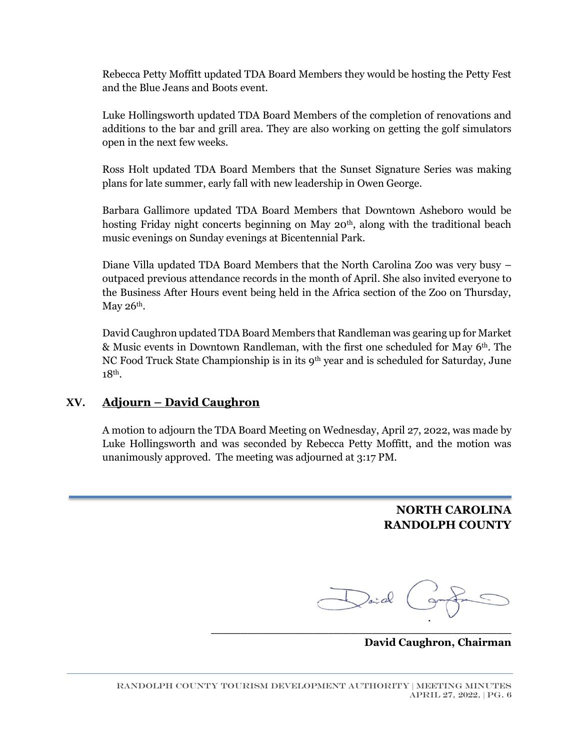Rebecca Petty Moffitt updated TDA Board Members they would be hosting the Petty Fest and the Blue Jeans and Boots event.

Luke Hollingsworth updated TDA Board Members of the completion of renovations and additions to the bar and grill area. They are also working on getting the golf simulators open in the next few weeks.

Ross Holt updated TDA Board Members that the Sunset Signature Series was making plans for late summer, early fall with new leadership in Owen George.

Barbara Gallimore updated TDA Board Members that Downtown Asheboro would be hosting Friday night concerts beginning on May 20th, along with the traditional beach music evenings on Sunday evenings at Bicentennial Park.

Diane Villa updated TDA Board Members that the North Carolina Zoo was very busy – outpaced previous attendance records in the month of April. She also invited everyone to the Business After Hours event being held in the Africa section of the Zoo on Thursday, May 26th.

David Caughron updated TDA Board Members that Randleman was gearing up for Market & Music events in Downtown Randleman, with the first one scheduled for May 6th. The NC Food Truck State Championship is in its 9th year and is scheduled for Saturday, June 18th.

## XV. Adjourn – David Caughron

A motion to adjourn the TDA Board Meeting on Wednesday, April 27, 2022, was made by Luke Hollingsworth and was seconded by Rebecca Petty Moffitt, and the motion was unanimously approved. The meeting was adjourned at 3:17 PM.

**NORTH CAROLINA**
**RANDOLPH COUNTY**

\_\_\_\_\_\_\_\_\_\_\_\_\_\_\_\_\_\_\_\_\_\_\_\_\_\_\_\_\_\_\_\_\_\_\_\_\_\_\_\_

**David Caughron, Chairman**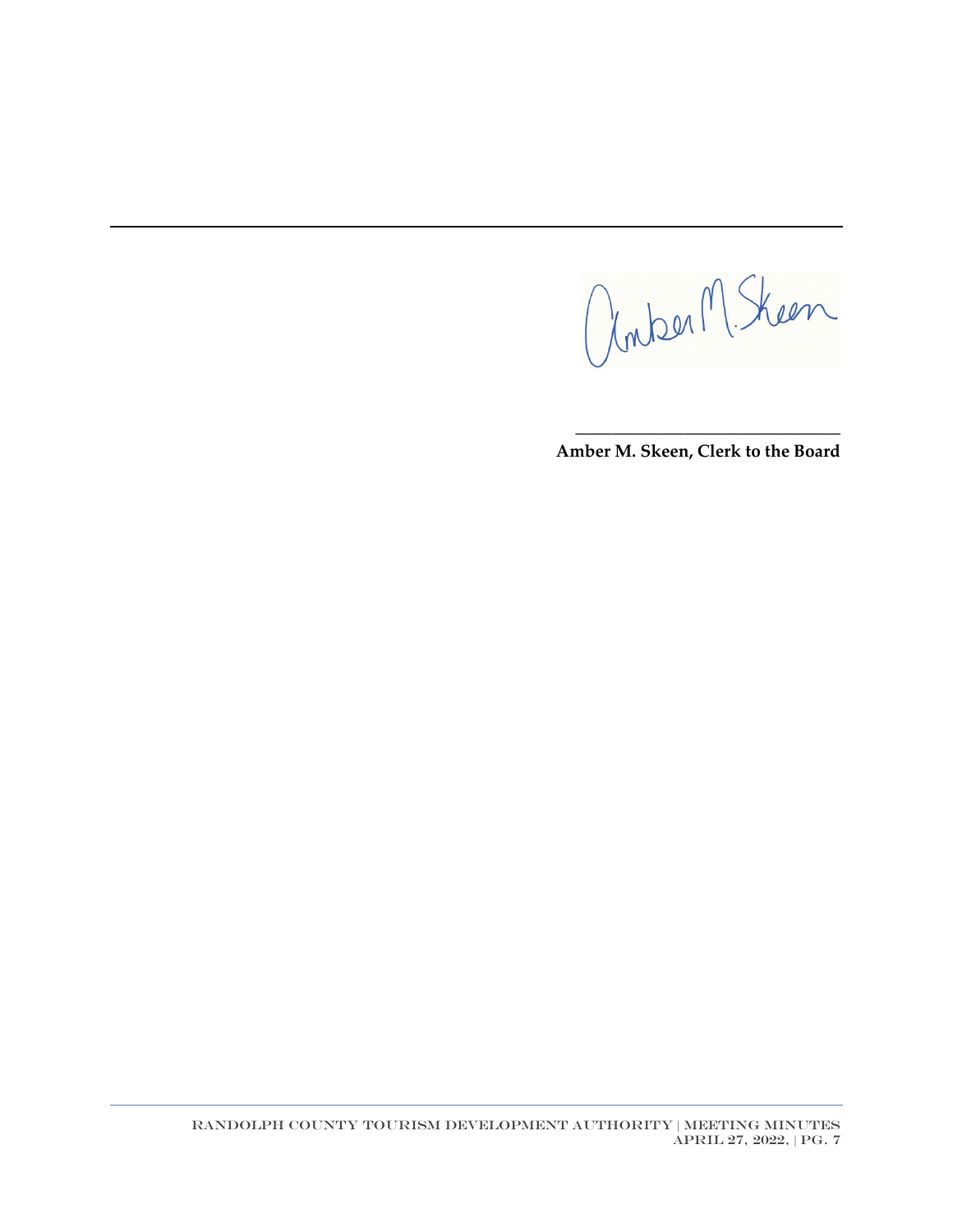---

Amber M. Skeen

\_\_\_\_\_\_\_\_\_\_\_\_\_\_\_\_\_\_\_\_\_\_\_\_\_\_\_\_\_\_\_\_

**Amber M. Skeen, Clerk to the Board**